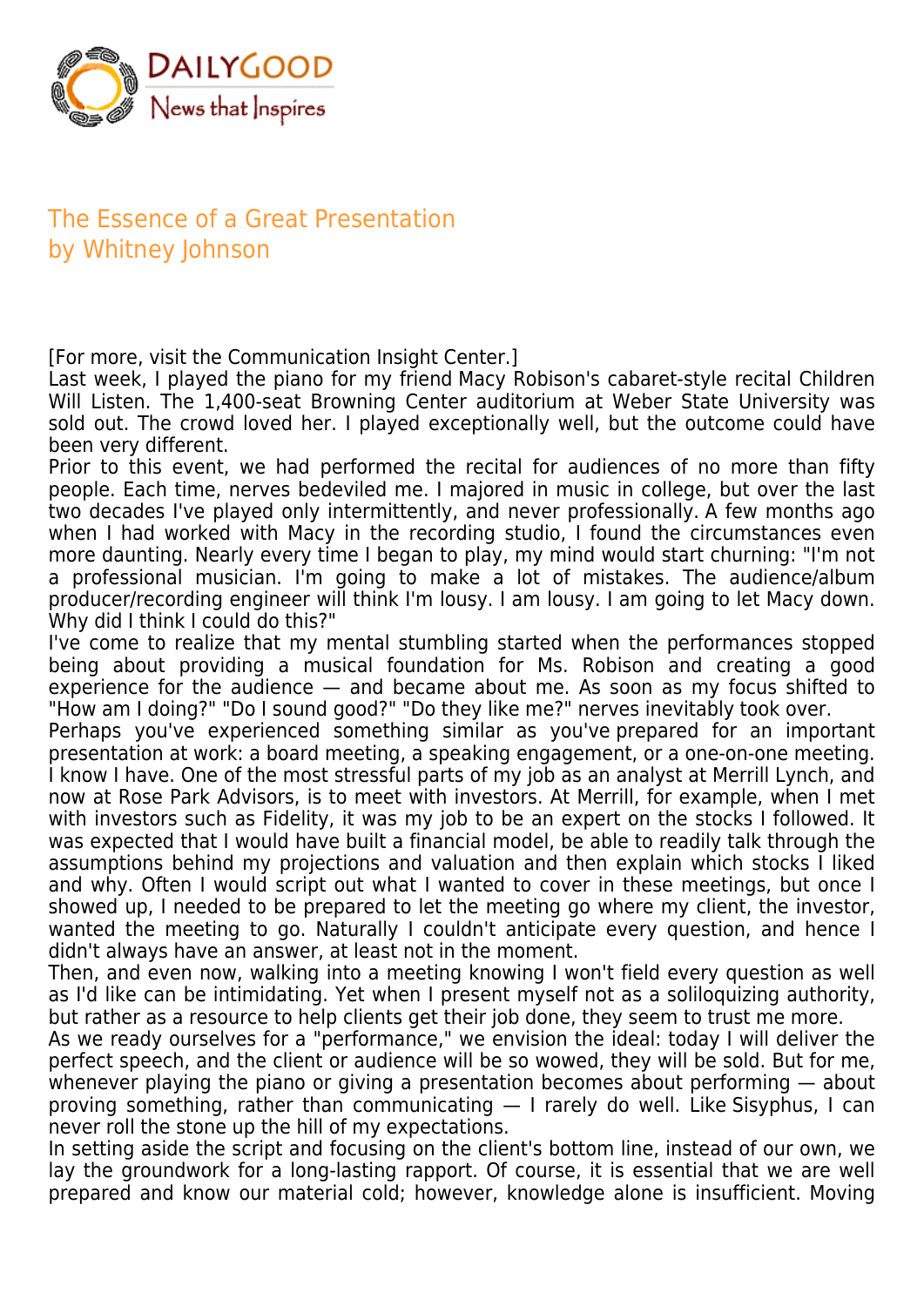# The Essence of a Great Presentation

by Whitney Johnson

[For more, visit the Communication Insight Center.]

Last week, I played the piano for my friend Macy Robison's cabaret-style recital Children Will Listen. The 1,400-seat Browning Center auditorium at Weber State University was sold out. The crowd loved her. I played exceptionally well, but the outcome could have been very different.

Prior to this event, we had performed the recital for audiences of no more than fifty people. Each time, nerves bedeviled me. I majored in music in college, but over the last two decades I've played only intermittently, and never professionally. A few months ago when I had worked with Macy in the recording studio, I found the circumstances even more daunting. Nearly every time I began to play, my mind would start churning: "I'm not a professional musician. I'm going to make a lot of mistakes. The audience/album producer/recording engineer will think I'm lousy. I am lousy. I am going to let Macy down. Why did I think I could do this?"

I've come to realize that my mental stumbling started when the performances stopped being about providing a musical foundation for Ms. Robison and creating a good experience for the audience — and became about me. As soon as my focus shifted to "How am I doing?" "Do I sound good?" "Do they like me?" nerves inevitably took over.

Perhaps you've experienced something similar as you've prepared for an important presentation at work: a board meeting, a speaking engagement, or a one-on-one meeting. I know I have. One of the most stressful parts of my job as an analyst at Merrill Lynch, and now at Rose Park Advisors, is to meet with investors. At Merrill, for example, when I met with investors such as Fidelity, it was my job to be an expert on the stocks I followed. It was expected that I would have built a financial model, be able to readily talk through the assumptions behind my projections and valuation and then explain which stocks I liked and why. Often I would script out what I wanted to cover in these meetings, but once I showed up, I needed to be prepared to let the meeting go where my client, the investor, wanted the meeting to go. Naturally I couldn't anticipate every question, and hence I didn't always have an answer, at least not in the moment.

Then, and even now, walking into a meeting knowing I won't field every question as well as I'd like can be intimidating. Yet when I present myself not as a soliloquizing authority, but rather as a resource to help clients get their job done, they seem to trust me more.

As we ready ourselves for a "performance," we envision the ideal: today I will deliver the perfect speech, and the client or audience will be so wowed, they will be sold. But for me, whenever playing the piano or giving a presentation becomes about performing — about proving something, rather than communicating — I rarely do well. Like Sisyphus, I can never roll the stone up the hill of my expectations.

In setting aside the script and focusing on the client's bottom line, instead of our own, we lay the groundwork for a long-lasting rapport. Of course, it is essential that we are well prepared and know our material cold; however, knowledge alone is insufficient. Moving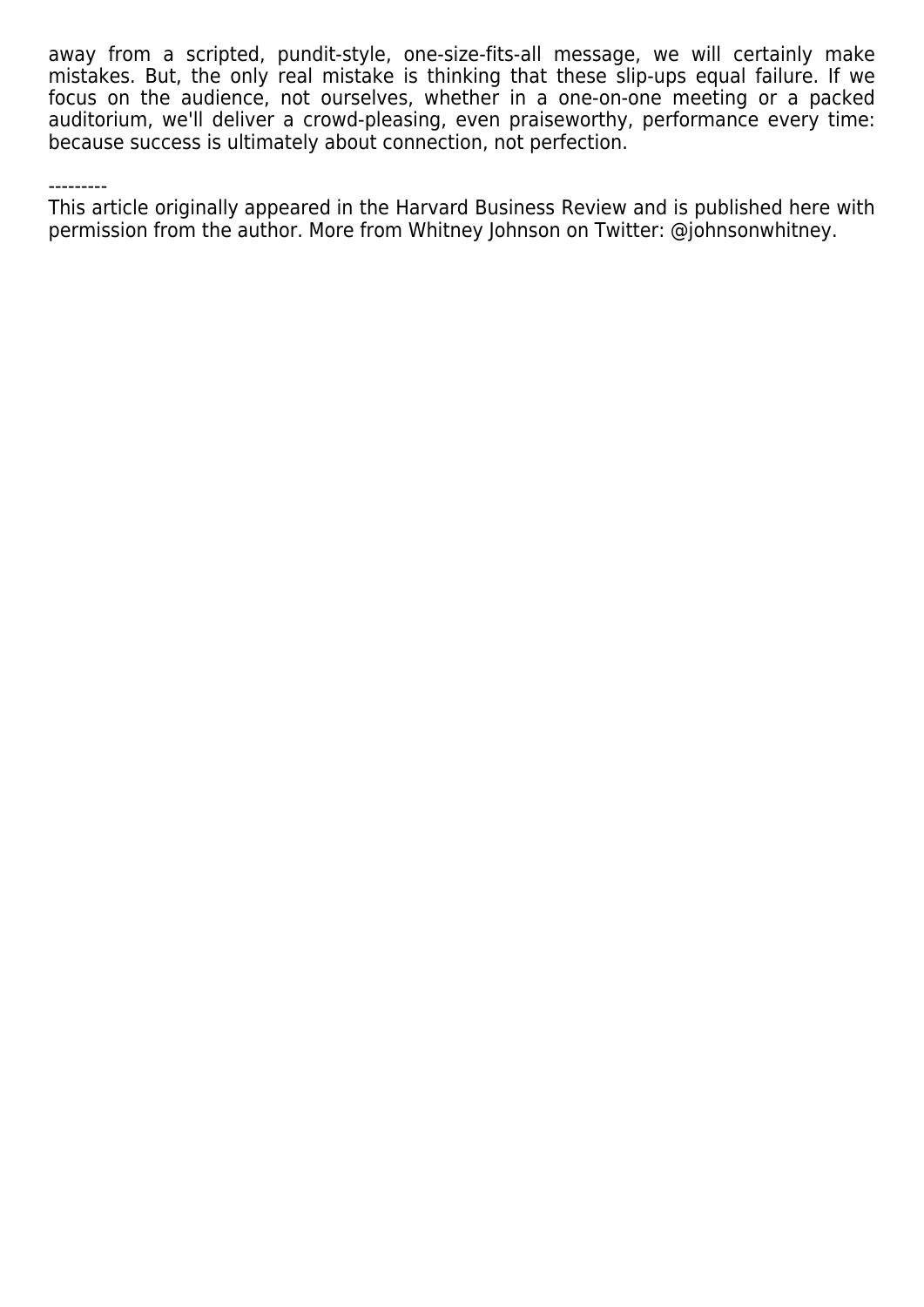away from a scripted, pundit-style, one-size-fits-all message, we will certainly make mistakes. But, the only real mistake is thinking that these slip-ups equal failure. If we focus on the audience, not ourselves, whether in a one-on-one meeting or a packed auditorium, we'll deliver a crowd-pleasing, even praiseworthy, performance every time: because success is ultimately about connection, not perfection.

---------

This article originally appeared in the Harvard Business Review and is published here with permission from the author. More from Whitney Johnson on Twitter: @johnsonwhitney.